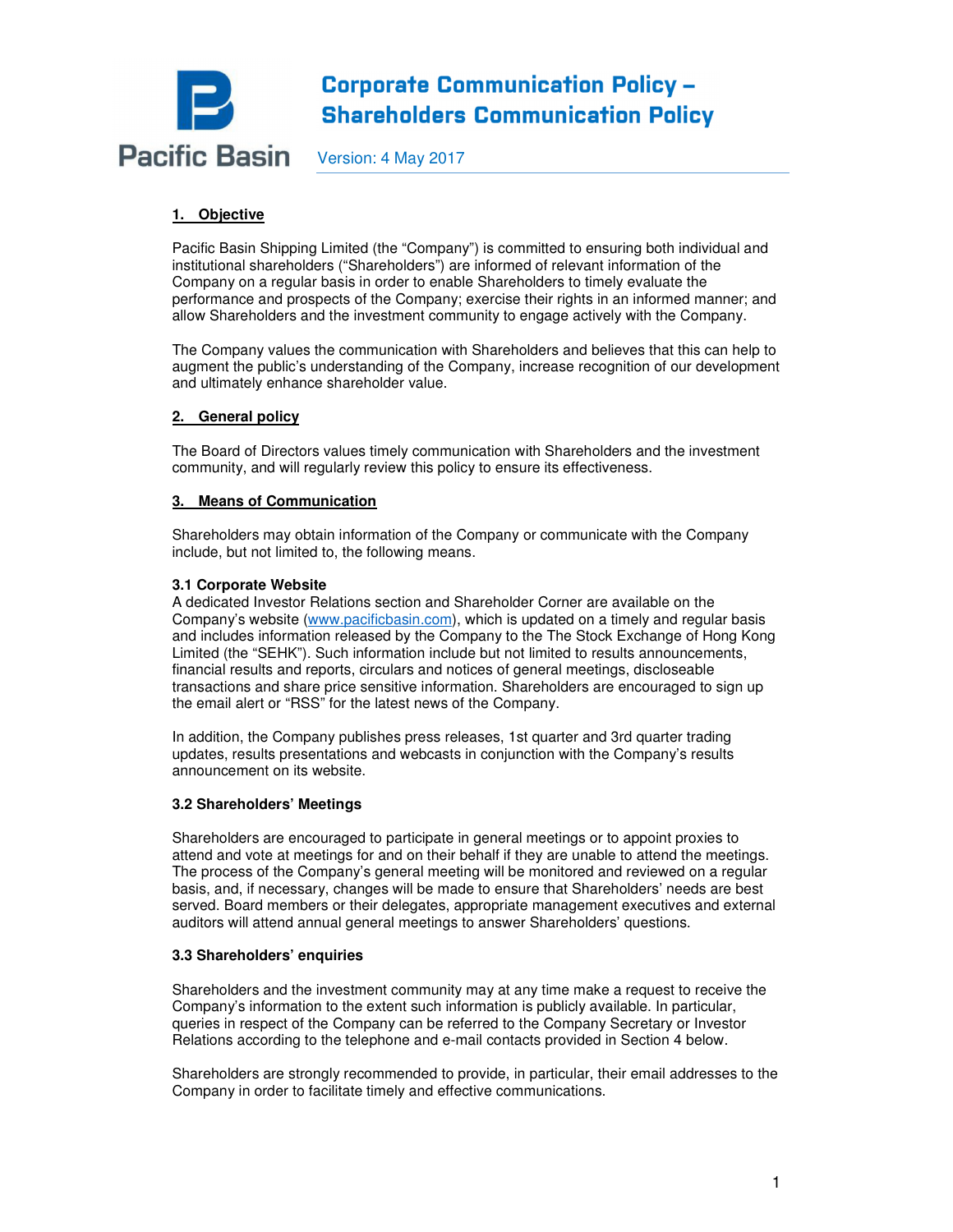# Corporate Communication Policy – Shareholders Communication Policy

Pacific Basin

Version: 4 May 2017

## 1. Objective

Pacific Basin Shipping Limited (the "Company") is committed to ensuring both individual and institutional shareholders ("Shareholders") are informed of relevant information of the Company on a regular basis in order to enable Shareholders to timely evaluate the performance and prospects of the Company; exercise their rights in an informed manner; and allow Shareholders and the investment community to engage actively with the Company.

The Company values the communication with Shareholders and believes that this can help to augment the public's understanding of the Company, increase recognition of our development and ultimately enhance shareholder value.

## 2. General policy

The Board of Directors values timely communication with Shareholders and the investment community, and will regularly review this policy to ensure its effectiveness.

## 3. Means of Communication

Shareholders may obtain information of the Company or communicate with the Company include, but not limited to, the following means.

### 3.1 Corporate Website

A dedicated Investor Relations section and Shareholder Corner are available on the Company's website (www.pacificbasin.com), which is updated on a timely and regular basis and includes information released by the Company to the The Stock Exchange of Hong Kong Limited (the "SEHK"). Such information include but not limited to results announcements, financial results and reports, circulars and notices of general meetings, discloseable transactions and share price sensitive information. Shareholders are encouraged to sign up the email alert or "RSS" for the latest news of the Company.

In addition, the Company publishes press releases, 1st quarter and 3rd quarter trading updates, results presentations and webcasts in conjunction with the Company's results announcement on its website.

### 3.2 Shareholders' Meetings

Shareholders are encouraged to participate in general meetings or to appoint proxies to attend and vote at meetings for and on their behalf if they are unable to attend the meetings. The process of the Company's general meeting will be monitored and reviewed on a regular basis, and, if necessary, changes will be made to ensure that Shareholders' needs are best served. Board members or their delegates, appropriate management executives and external auditors will attend annual general meetings to answer Shareholders' questions.

### 3.3 Shareholders' enquiries

Shareholders and the investment community may at any time make a request to receive the Company's information to the extent such information is publicly available. In particular, queries in respect of the Company can be referred to the Company Secretary or Investor Relations according to the telephone and e-mail contacts provided in Section 4 below.

Shareholders are strongly recommended to provide, in particular, their email addresses to the Company in order to facilitate timely and effective communications.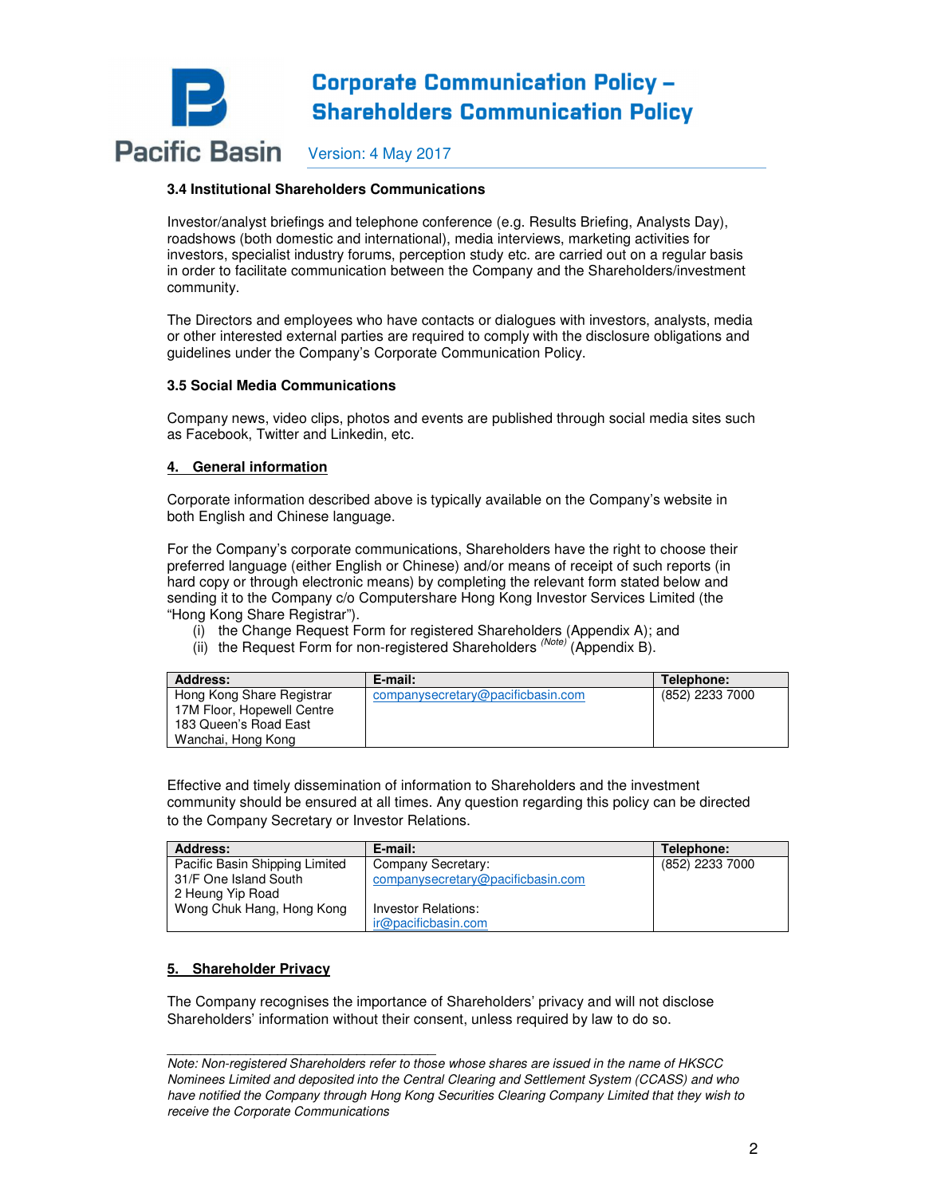### 3.4 Institutional Shareholders Communications

Investor/analyst briefings and telephone conference (e.g. Results Briefing, Analysts Day), roadshows (both domestic and international), media interviews, marketing activities for investors, specialist industry forums, perception study etc. are carried out on a regular basis in order to facilitate communication between the Company and the Shareholders/investment community.

The Directors and employees who have contacts or dialogues with investors, analysts, media or other interested external parties are required to comply with the disclosure obligations and guidelines under the Company's Corporate Communication Policy.

### 3.5 Social Media Communications

Company news, video clips, photos and events are published through social media sites such as Facebook, Twitter and Linkedin, etc.

## 4. General information

Corporate information described above is typically available on the Company's website in both English and Chinese language.

For the Company's corporate communications, Shareholders have the right to choose their preferred language (either English or Chinese) and/or means of receipt of such reports (in hard copy or through electronic means) by completing the relevant form stated below and sending it to the Company c/o Computershare Hong Kong Investor Services Limited (the "Hong Kong Share Registrar").

(i) the Change Request Form for registered Shareholders (Appendix A); and
(ii) the Request Form for non-registered Shareholders [(Note)] (Appendix B).

| Address: | E-mail: | Telephone: |
|---|---|---|
| Hong Kong Share Registrar<br>17M Floor, Hopewell Centre<br>183 Queen's Road East<br>Wanchai, Hong Kong | companysecretary@pacificbasin.com | (852) 2233 7000 |

Effective and timely dissemination of information to Shareholders and the investment community should be ensured at all times. Any question regarding this policy can be directed to the Company Secretary or Investor Relations.

| Address: | E-mail: | Telephone: |
|---|---|---|
| Pacific Basin Shipping Limited<br>31/F One Island South<br>2 Heung Yip Road<br>Wong Chuk Hang, Hong Kong | Company Secretary:<br>companysecretary@pacificbasin.com<br><br>Investor Relations:<br>ir@pacificbasin.com | (852) 2233 7000 |

## 5. Shareholder Privacy

The Company recognises the importance of Shareholders' privacy and will not disclose Shareholders' information without their consent, unless required by law to do so.

---

*Note: Non-registered Shareholders refer to those whose shares are issued in the name of HKSCC Nominees Limited and deposited into the Central Clearing and Settlement System (CCASS) and who have notified the Company through Hong Kong Securities Clearing Company Limited that they wish to receive the Corporate Communications*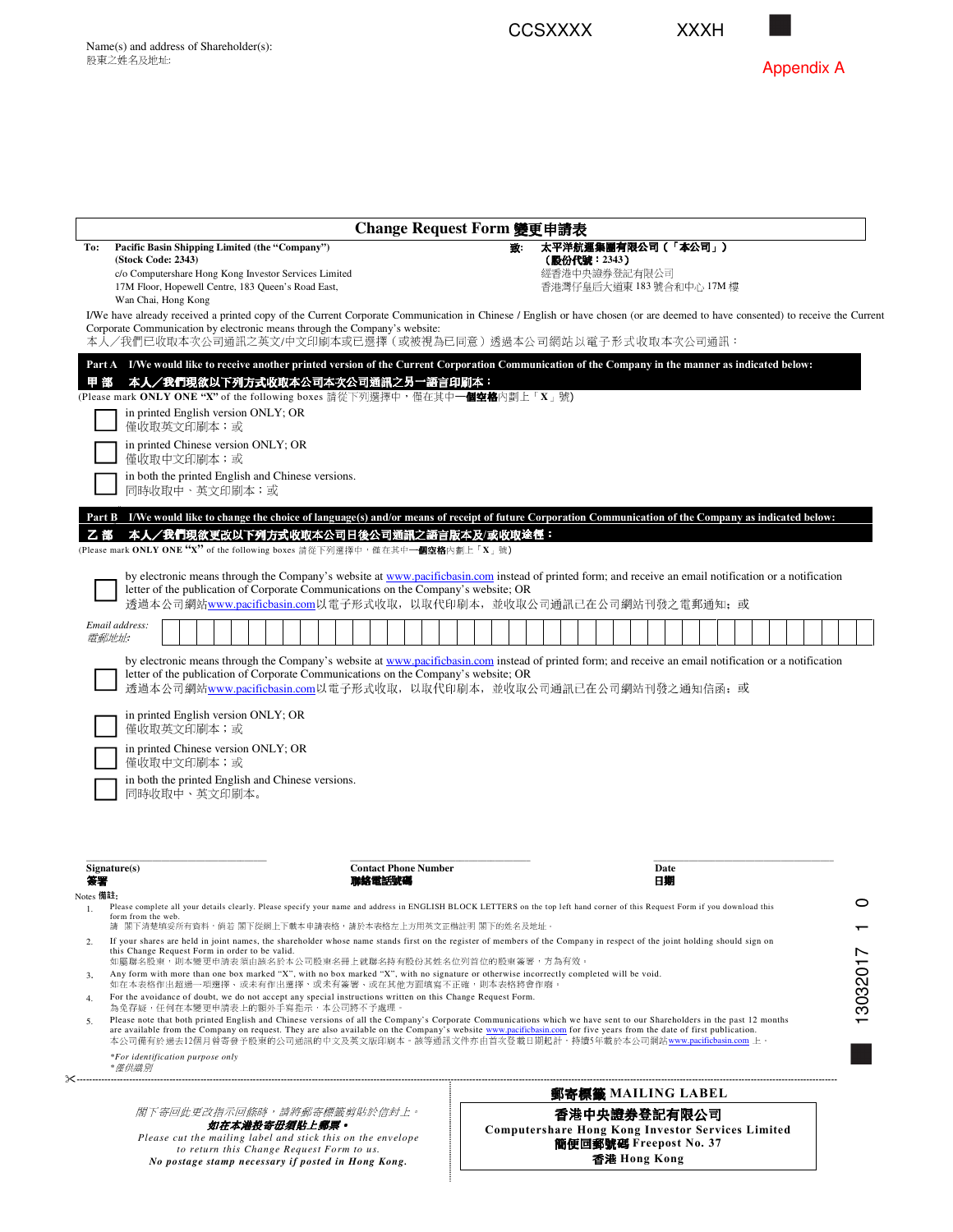CCSXXXX XXXH

Name(s) and address of Shareholder(s):
股東之姓名及地址:

Appendix A

# Change Request Form 變更申請表

**To:** **Pacific Basin Shipping Limited (the "Company")**
**(Stock Code: 2343)**
c/o Computershare Hong Kong Investor Services Limited
17M Floor, Hopewell Centre, 183 Queen's Road East,
Wan Chai, Hong Kong

**致:** **太平洋航運集團有限公司（「本公司」）**
**（股份代號：2343）**
經香港中央證券登記有限公司
香港灣仔皇后大道東 183 號合和中心 17M 樓

I/We have already received a printed copy of the Current Corporate Communication in Chinese / English or have chosen (or are deemed to have consented) to receive the Current Corporate Communication by electronic means through the Company's website:
本人／我們已收取本次公司通訊之英文/中文印刷本或已選擇（或被視為已同意）透過本公司網站以電子形式收取本次公司通訊：

**Part A I/We would like to receive another printed version of the Current Corporation Communication of the Company in the manner as indicated below:**
**甲 部 本人／我們現欲以下列方式收取本公司本次公司通訊之另一語言印刷本：**
(Please mark **ONLY ONE "X"** of the following boxes 請從下列選擇中，僅在其中**一個空格**內劃上「**X**」號)

- ☐ in printed English version ONLY; OR
  僅收取英文印刷本；或
- ☐ in printed Chinese version ONLY; OR
  僅收取中文印刷本；或
- ☐ in both the printed English and Chinese versions.
  同時收取中、英文印刷本；或

**Part B I/We would like to change the choice of language(s) and/or means of receipt of future Corporation Communication of the Company as indicated below:**
**乙 部 本人／我們現欲更改以下列方式收取本公司日後公司通訊之語言版本及/或收取途徑：**
(Please mark **ONLY ONE "X"** of the following boxes 請從下列選擇中，僅在其中**一個空格**內劃上「**X**」號)

- ☐ by electronic means through the Company's website at www.pacificbasin.com instead of printed form; and receive an email notification or a notification letter of the publication of Corporate Communications on the Company's website; OR
  透過本公司網站www.pacificbasin.com以電子形式收取，以取代印刷本，並收取公司通訊已在公司網站刊發之電郵通知；或

*Email address:*
*電郵地址:*

- ☐ by electronic means through the Company's website at www.pacificbasin.com instead of printed form; and receive an email notification or a notification letter of the publication of Corporate Communications on the Company's website; OR
  透過本公司網站www.pacificbasin.com以電子形式收取，以取代印刷本，並收取公司通訊已在公司網站刊發之通知信函；或
- ☐ in printed English version ONLY; OR
  僅收取英文印刷本；或
- ☐ in printed Chinese version ONLY; OR
  僅收取中文印刷本；或
- ☐ in both the printed English and Chinese versions.
  同時收取中、英文印刷本。

| Signature(s) 簽署 | Contact Phone Number 聯絡電話號碼 | Date 日期 |
|---|---|---|
| | | |

Notes 備註:

1. Please complete all your details clearly. Please specify your name and address in ENGLISH BLOCK LETTERS on the top left hand corner of this Request Form if you download this form from the web.
   請 閣下清楚填妥所有資料，倘若 閣下從網上下載本申請表格，請於本表格左上方用英文正楷註明 閣下的姓名及地址。
2. If your shares are held in joint names, the shareholder whose name stands first on the register of members of the Company in respect of the joint holding should sign on this Change Request Form in order to be valid.
   如屬聯名股東，則本變更申請表須由該名於本公司股東名冊上就聯名持有股份其姓名位列首位的股東簽署，方為有效。
3. Any form with more than one box marked "X", with no box marked "X", with no signature or otherwise incorrectly completed will be void.
   如在本表格作出超過一項選擇、或未有作出選擇、或未有簽署、或在其他方面填寫不正確，則本表格將會作廢。
4. For the avoidance of doubt, we do not accept any special instructions written on this Change Request Form.
   為免存疑，任何在本變更申請表上的額外手寫指示，本公司將不予處理。
5. Please note that both printed English and Chinese versions of all the Company's Corporate Communications which we have sent to our Shareholders in the past 12 months are available from the Company on request. They are also available on the Company's website www.pacificbasin.com for five years from the date of first publication.
   本公司備有於過去12個月曾寄發予股東的公司通訊的中文及英文版印刷本。該等通訊文件亦由首次登載日期起計，持續5年載於本公司網站www.pacificbasin.com 上。

*For identification purpose only
*僅供識別

13032017 1 0

---

閣下寄回此更改指示回條時，請將郵寄標籤剪貼於信封上。
***如在本港投寄毋須貼上郵票。***
*Please cut the mailing label and stick this on the envelope to return this Change Request Form to us.*
***No postage stamp necessary if posted in Hong Kong.***

**郵寄標籤 MAILING LABEL**

**香港中央證券登記有限公司**
**Computershare Hong Kong Investor Services Limited**
**簡便回郵號碼 Freepost No. 37**
**香港 Hong Kong**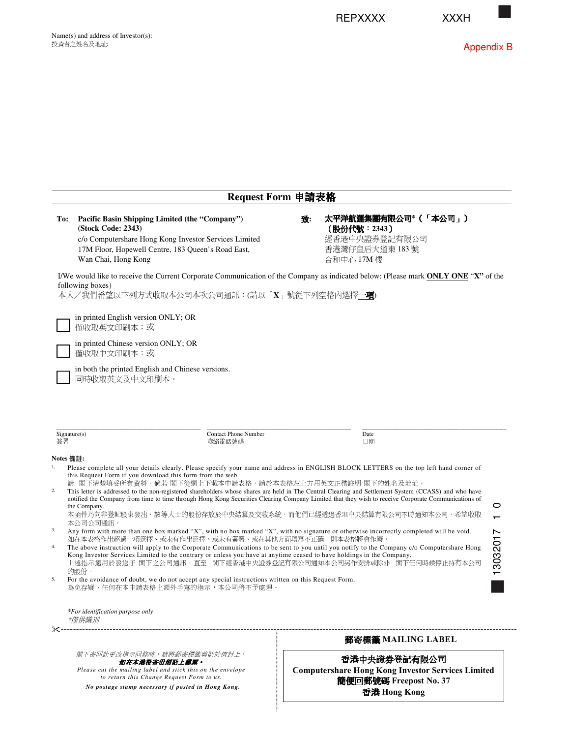REPXXXX XXXH

Name(s) and address of Investor(s):
投資者之姓名及地址:

Appendix B

## Request Form 申請表格

**To: Pacific Basin Shipping Limited (the "Company")**
**(Stock Code: 2343)**
c/o Computershare Hong Kong Investor Services Limited
17M Floor, Hopewell Centre, 183 Queen's Road East,
Wan Chai, Hong Kong

**致: 太平洋航運集團有限公司*（「本公司」）**
**（股份代號：2343）**
經香港中央證券登記有限公司
香港灣仔皇后大道東183號
合和中心17M樓

I/We would like to receive the Current Corporate Communication of the Company as indicated below: (Please mark **ONLY ONE** "**X**" of the following boxes)
本人／我們希望以下列方式收取本公司本次公司通訊：(請以「**X**」號從下列空格內選擇**一項**)

☐ in printed English version ONLY; OR
僅收取英文印刷本；或

☐ in printed Chinese version ONLY; OR
僅收取中文印刷本；或

☐ in both the printed English and Chinese versions.
同時收取英文及中文印刷本。

| | | |
|---|---|---|
| Signature(s) 簽署 | Contact Phone Number 聯絡電話號碼 | Date 日期 |

**Notes 備註:**

1. Please complete all your details clearly. Please specify your name and address in ENGLISH BLOCK LETTERS on the top left hand corner of this Request Form if you download this form from the web.
請 閣下清楚填妥所有資料。倘若 閣下從網上下載本申請表格，請於本表格左上方用英文正楷註明 閣下的姓名及地址。
2. This letter is addressed to the non-registered shareholders whose shares are held in The Central Clearing and Settlement System (CCASS) and who have notified the Company from time to time through Hong Kong Securities Clearing Company Limited that they wish to receive Corporate Communications of the Company.
本函件乃向非登記股東發出，該等人士的股份存放於中央結算及交收系統，而他們已經透過香港中央結算有限公司不時通知本公司，希望收取本公司公司通訊。
3. Any form with more than one box marked "X", with no box marked "X", with no signature or otherwise incorrectly completed will be void.
如在本表格作出超過一項選擇、或未有作出選擇、或未有簽署、或在其他方面填寫不正確，則本表格將會作廢。
4. The above instruction will apply to the Corporate Communications to be sent to you until you notify to the Company c/o Computershare Hong Kong Investor Services Limited to the contrary or unless you have at anytime ceased to have holdings in the Company.
上述指示適用於發送予 閣下之公司通訊，直至 閣下經香港中央證券登記有限公司通知本公司另作安排或除非 閣下任何時候停止持有本公司的股份。
5. For the avoidance of doubt, we do not accept any special instructions written on this Request Form.
為免存疑，任何在本申請表格上額外手寫的指示，本公司將不予處理。

*For identification purpose only*
*僅供識別*

13032017 1 0

---

*閣下寄回此更改指示回條時，請將郵寄標籤剪貼於信封上。*
***如在本港投寄毋須貼上郵票。***
*Please cut the mailing label and stick this on the envelope to return this Change Request Form to us.*
***No postage stamp necessary if posted in Hong Kong.***

**郵寄標籤 MAILING LABEL**

**香港中央證券登記有限公司**
**Computershare Hong Kong Investor Services Limited**
**簡便回郵號碼 Freepost No. 37**
**香港 Hong Kong**